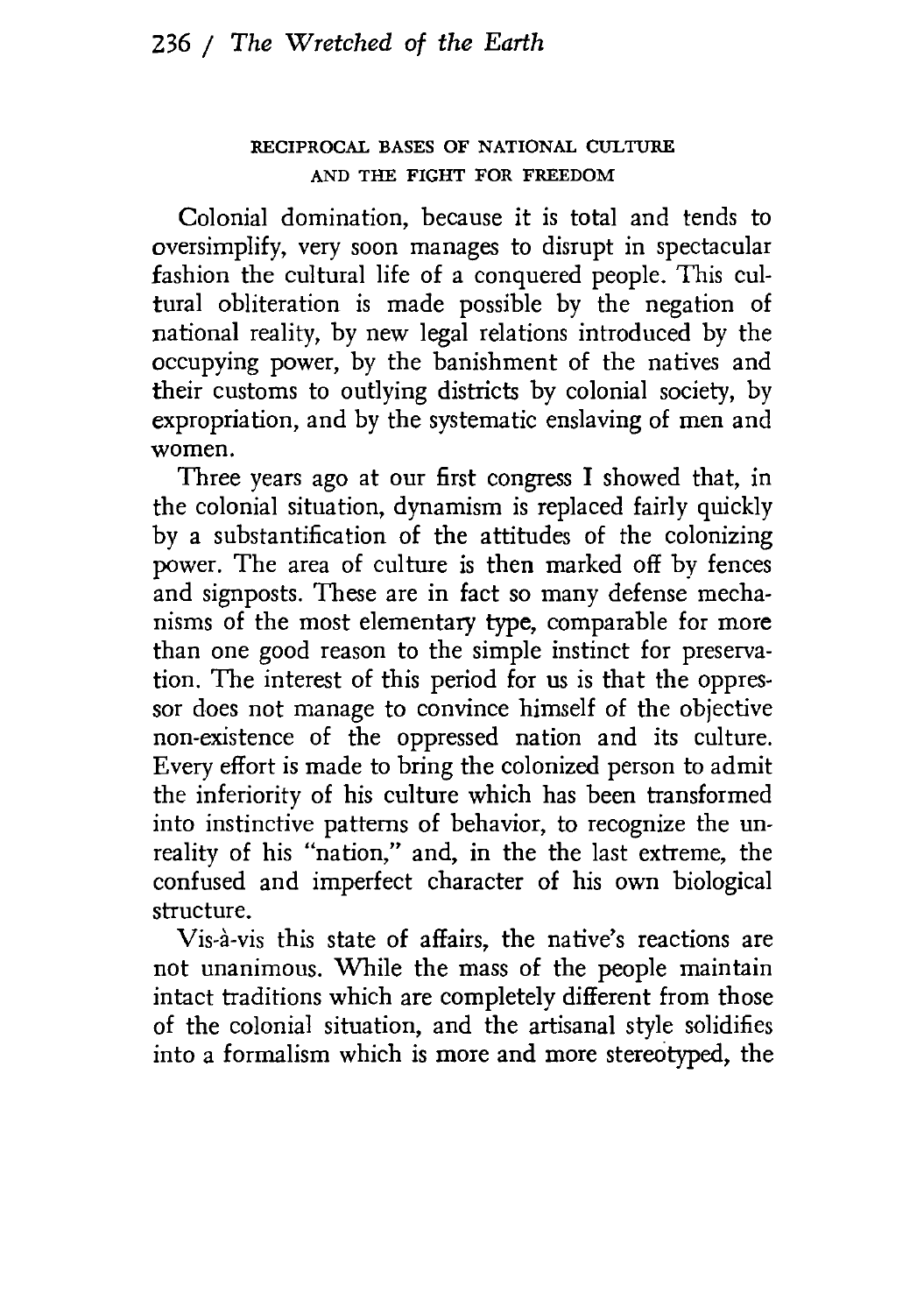## RECIPROCAL BASES OF NATIONAL CULTURE AND THE FIGHT FOR FREEDOM

Colonial domination, because it is total and tends to oversimplify, very soon manages to disrupt in spectacular fashion the cultural life of a conquered people. This cultural obliteration is made possible by the negation of national reality, by new legal relations introduced by the occupying power, by the banishment of the natives and their customs to outlying districts by colonial society, by expropriation, and by the systematic enslaving of men and women.

Three years ago at our first congress I showed that, in the colonial situation, dynamism is replaced fairly quickly by a substantification of the attitudes of the colonizing power. The area of culture is then marked off by fences and signposts. These are in fact so many defense mechanisms of the most elementary type, comparable for more than one good reason to the simple instinct for preservation. The interest of this period for us is that the oppressor does not manage to convince himself of the objective non-existence of the oppressed nation and its culture. Every effort is made to bring the colonized person to admit the inferiority of his culture which has been transformed into instinctive patterns of behavior, to recognize the unreality of his "nation," and, in the the last extreme, the confused and imperfect character of his own biological structure.

Vis-à-vis this state of affairs, the native's reactions are not unanimous. While the mass of the people maintain intact traditions which are completely different from those of the colonial situation, and the artisanal style solidifies into a formalism which is more and more stereotyped, the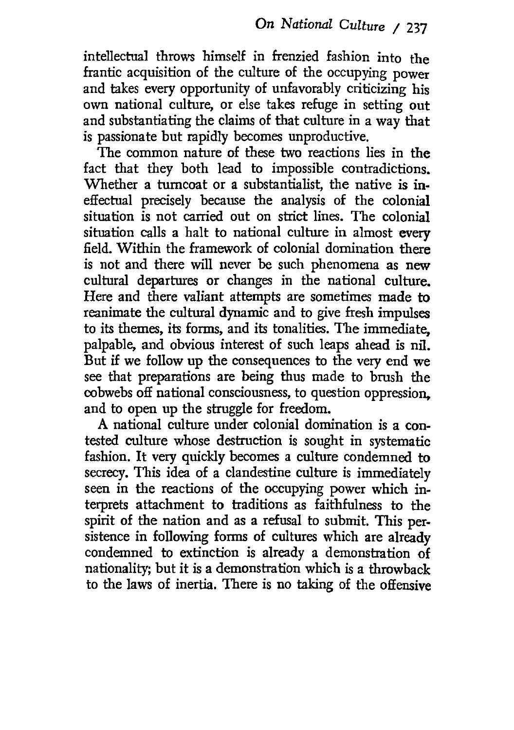intellectual throws himself in frenzied fashion into the frantic acquisition of the culture of the occupying power and takes every opportunity of unfavorably criticizing his own national culture, or else takes refuge in setting out and substantiating the claims of that culture in a way that is passionate but rapidly becomes unproductive.

The common nature of these two reactions lies in the fact that they both lead to impossible contradictions. Whether a turncoat or a substantialist, the native is ineffectual precisely because the analysis of the colonial situation is not carried out on strict lines. The colonial situation calls a halt to national culture in almost every field. Within the framework of colonial domination there is not and there will never be such phenomena as new cultural departures or changes in the national culture. Here and there valiant attempts are sometimes made to reanimate the cultural dynamic and to give fresh impulses to its themes, its forms, and its tonalities. The immediate, palpable, and obvious interest of such leaps ahead is nil. But if we follow up the consequences to the very end we see that preparations are being thus made to brush the cobwebs off national consciousness, to question oppression, and to open up the struggle for freedom.

A national culture under colonial domination is a contested culture whose destruction is sought in systematic fashion. It very quickly becomes a culture condemned to secrecy. This idea of a clandestine culture is immediately seen in the reactions of the occupying power which interprets attachment to traditions as faithfulness to the spirit of the nation and as a refusal to submit. This persistence in following forms of cultures which are already condemned to extinction is already a demonstration of nationality; but it is a demonstration which is a throwback to the laws of inertia. There is no taking of the offensive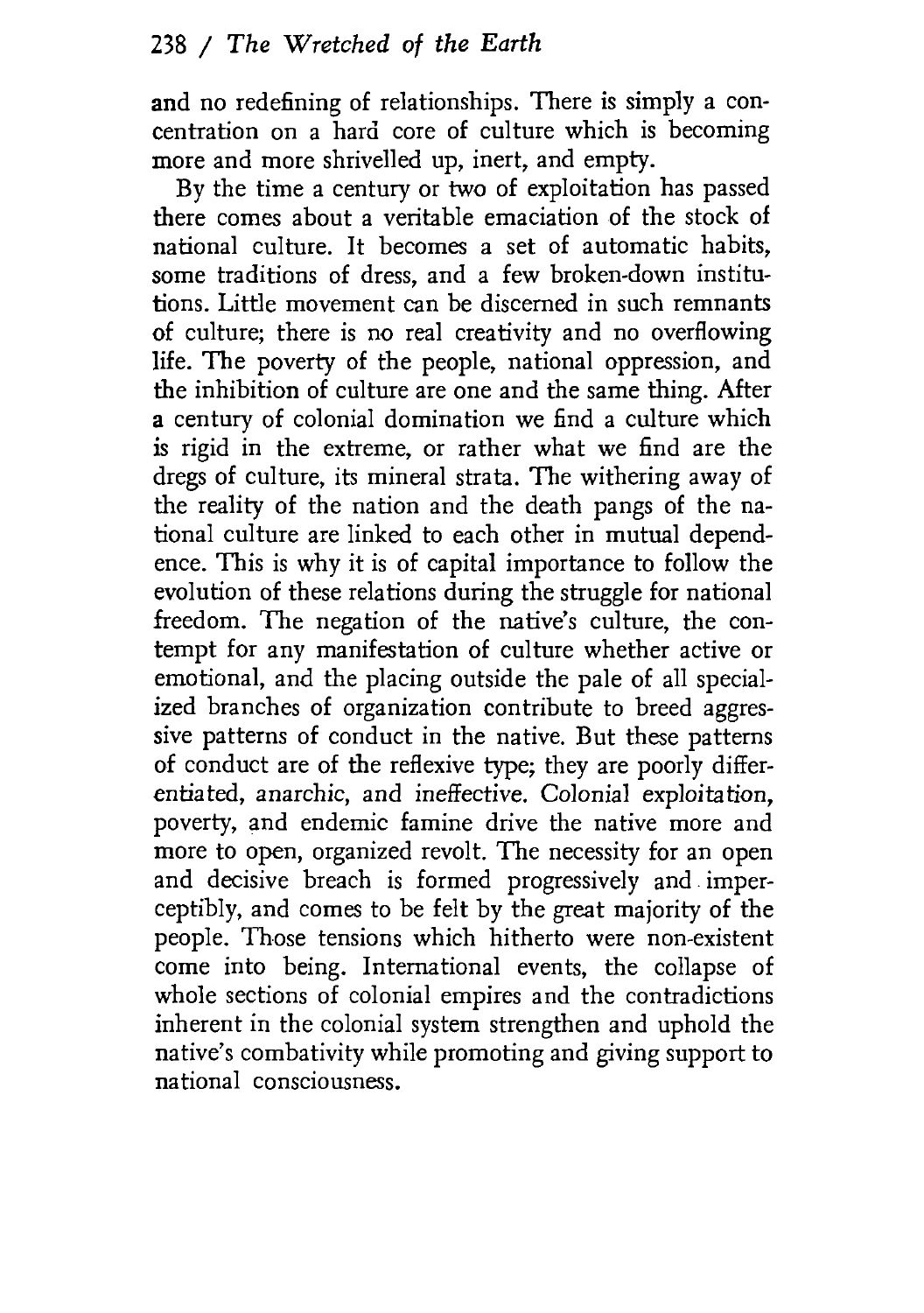and no redefining of relationships. There is simply a concentration on a hard core of culture which is becoming more and more shrivelled up, inert, and empty.

By the time a century or two of exploitation has passed there comes about a veritable emaciation of the stock of national culture. It becomes a set of automatic habits, some traditions of dress, and a few broken-down institutions. Little movement can be discerned in such remnants of culture; there is no real creativity and no overflowing life. The poverty of the people, national oppression, and the inhibition of culture are one and the same thing. After a century of colonial domination we find a culture which is rigid in the extreme, or rather what we find are the dregs of culture, its mineral strata. The withering away of the reality of the nation and the death pangs of the national culture are linked to each other in mutual dependence. This is why it is of capital importance to follow the evolution of these relations during the struggle for national freedom. The negation of the native's culture, the contempt for any manifestation of culture whether active or emotional, and the placing outside the pale of all specialized branches of organization contribute to breed aggressive patterns of conduct in the native. But these patterns of conduct are of the reflexive type; they are poorly differentiated, anarchic, and ineffective. Colonial exploitation, poverty, and endemic famine drive the native more and more to open, organized revolt. The necessity for an open and decisive breach is formed progressively and imperceptibly, and comes to be felt by the great majority of the people. Those tensions which hitherto were non-existent come into being. International events, the collapse of whole sections of colonial empires and the contradictions inherent in the colonial system strengthen and uphold the native's combativity while promoting and giving support to national consciousness.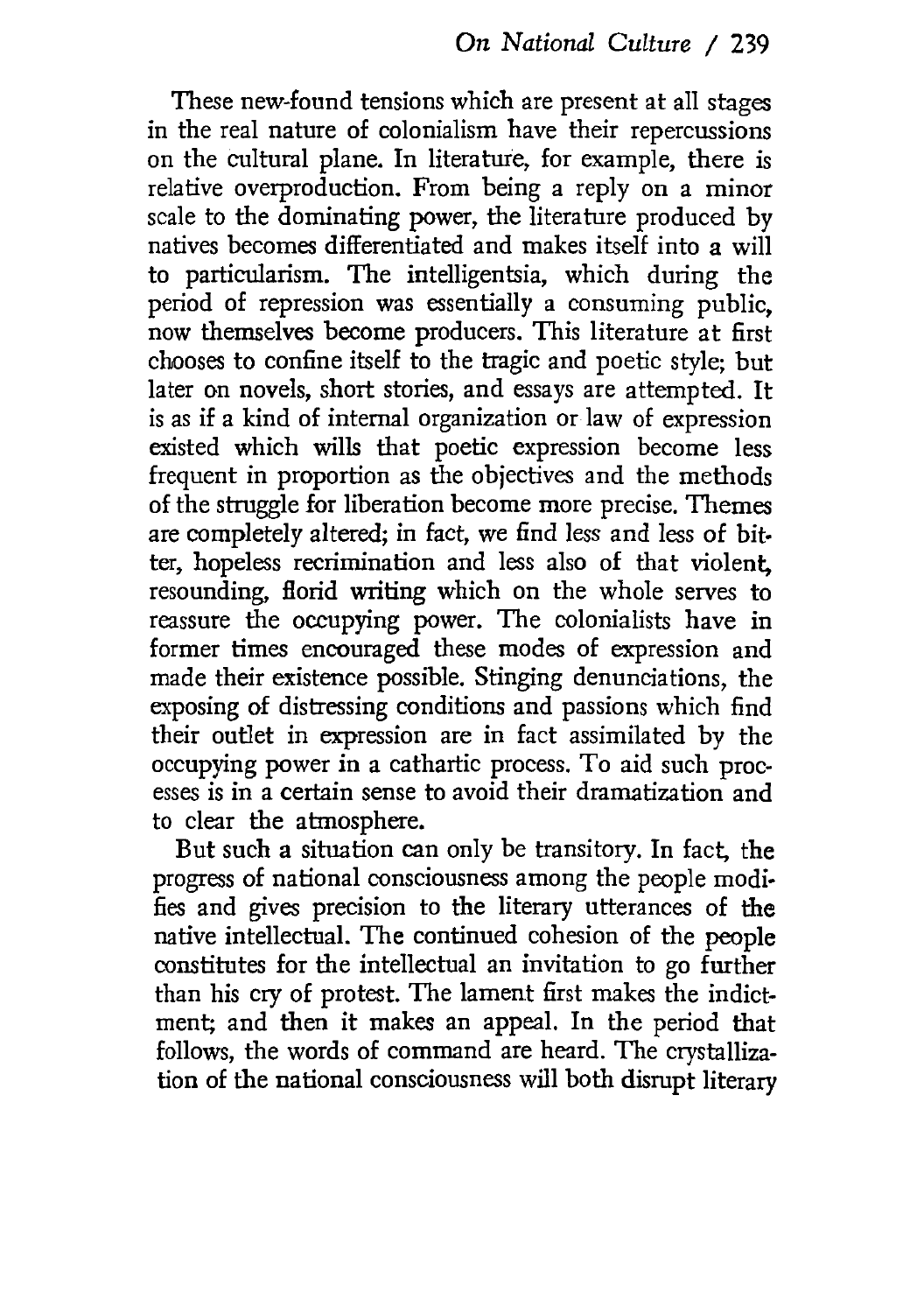These new-found tensions which are present at all stages in the real nature of colonialism have their repercussions on the cultural plane. In literature, for example, there is relative overproduction. From being a reply on a minor scale to the dominating power, the literature produced by natives becomes differentiated and makes itself into a will to particularism. The intelligentsia, which during the period of repression was essentially a consuming public, now themselves become producers. This literature at first chooses to confine itself to the tragic and poetic style; but later on novels, short stories, and essays are attempted. It is as if a kind of internal organization or law of expression existed which wills that poetic expression become less frequent in proportion as the objectives and the methods of the struggle for liberation become more precise. Themes are completely altered; in fact, we find less and less of bitter, hopeless recrimination and less also of that violent, resounding, florid writing which on the whole serves to reassure the occupying power. The colonialists have in former times encouraged these modes of expression and made their existence possible. Stinging denunciations, the exposing of distressing conditions and passions which find their outlet in expression are in fact assimilated by the occupying power in a cathartic process. To aid such processes is in a certain sense to avoid their dramatization and to clear the atmosphere.

But such a situation can only be transitory. In fact, the progress of national consciousness among the people modifies and gives precision to the literary utterances of the native intellectual. The continued cohesion of the people constitutes for the intellectual an invitation to go further than his cry of protest. The lament first makes the indictment; and then it makes an appeal. In the period that follows, the words of command are heard. The crystallization of the national consciousness will both disrupt literary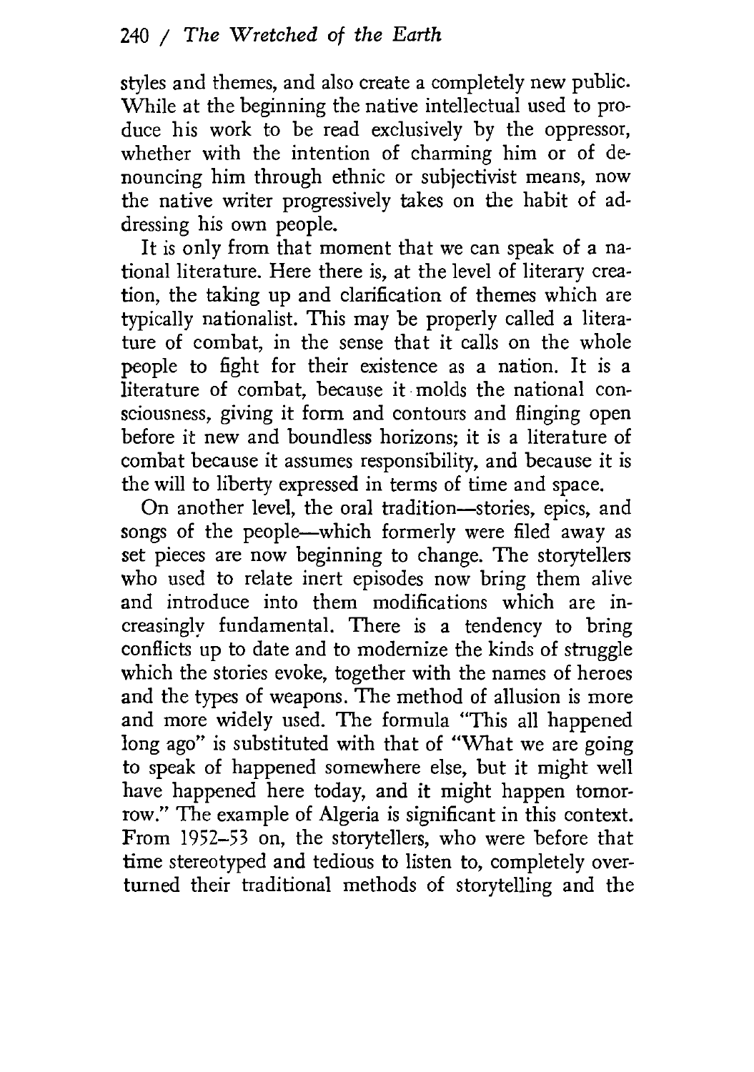styles and themes, and also create a completely new public. While at the beginning the native intellectual used to produce his work to be read exclusively by the oppressor, whether with the intention of charming him or of denouncing him through ethnic or subjectivist means, now the native writer progressively takes on the habit of addressing his own people.

It is only from that moment that we can speak of a national literature. Here there is, at the level of literary creation, the taking up and clarification of themes which are typically nationalist. This may be properly called a literature of combat, in the sense that it calls on the whole people to fight for their existence as a nation. It is a literature of combat, because it molds the national consciousness, giving it form and contours and flinging open before it new and boundless horizons; it is a literature of combat because it assumes responsibility, and because it is the will to liberty expressed in terms of time and space.

On another level, the oral tradition—stories, epics, and songs of the people—which formerly were filed away as set pieces are now beginning to change. The storytellers who used to relate inert episodes now bring them alive and introduce into them modifications which are increasingly fundamental. There is a tendency to bring conflicts up to date and to modernize the kinds of struggle which the stories evoke, together with the names of heroes and the types of weapons. The method of allusion is more and more widely used. The formula "This all happened long ago" is substituted with that of "What we are going to speak of happened somewhere else, but it might well have happened here today, and it might happen tomorrow." The example of Algeria is significant in this context. From 1952–53 on, the storytellers, who were before that time stereotyped and tedious to listen to, completely overturned their traditional methods of storytelling and the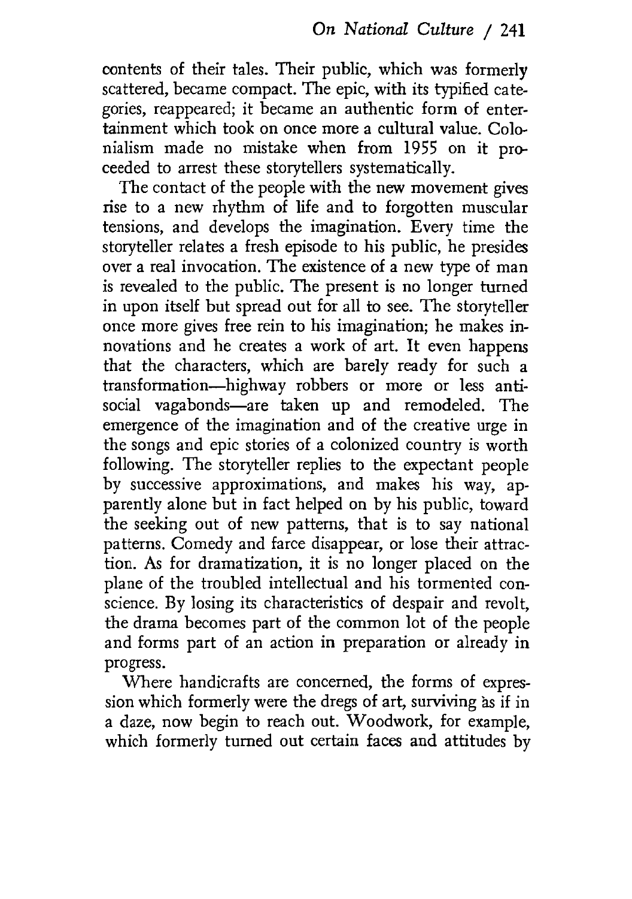contents of their tales. Their public, which was formerly scattered, became compact. The epic, with its typified categories, reappeared; it became an authentic form of entertainment which took on once more a cultural value. Colonialism made no mistake when from 1955 on it proceeded to arrest these storytellers systematically.

The contact of the people with the new movement gives rise to a new rhythm of life and to forgotten muscular tensions, and develops the imagination. Every time the storyteller relates a fresh episode to his public, he presides over a real invocation. The existence of a new type of man is revealed to the public. The present is no longer turned in upon itself but spread out for all to see. The storyteller once more gives free rein to his imagination; he makes innovations and he creates a work of art. It even happens that the characters, which are barely ready for such a transformation—highway robbers or more or less antisocial vagabonds—are taken up and remodeled. The emergence of the imagination and of the creative urge in the songs and epic stories of a colonized country is worth following. The storyteller replies to the expectant people by successive approximations, and makes his way, apparently alone but in fact helped on by his public, toward the seeking out of new patterns, that is to say national patterns. Comedy and farce disappear, or lose their attraction. As for dramatization, it is no longer placed on the plane of the troubled intellectual and his tormented conscience. By losing its characteristics of despair and revolt, the drama becomes part of the common lot of the people and forms part of an action in preparation or already in progress.

Where handicrafts are concerned, the forms of expression which formerly were the dregs of art, surviving as if in a daze, now begin to reach out. Woodwork, for example, which formerly turned out certain faces and attitudes by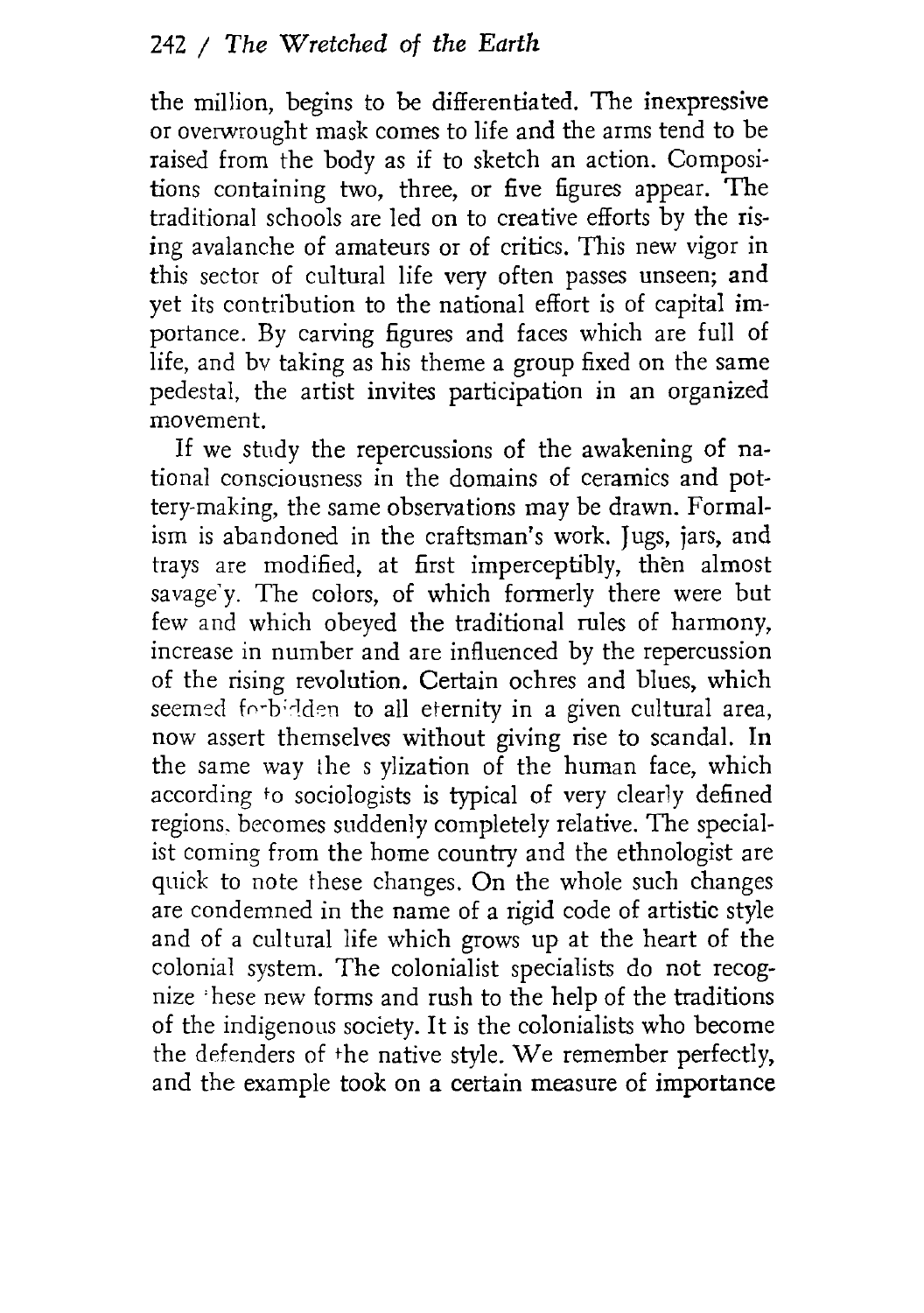the million, begins to be differentiated. The inexpressive or overwrought mask comes to life and the arms tend to be raised from the body as if to sketch an action. Compositions containing two, three, or five figures appear. The traditional schools are led on to creative efforts by the rising avalanche of amateurs or of critics. This new vigor in this sector of cultural life very often passes unseen; and yet its contribution to the national effort is of capital importance. By carving figures and faces which are full of life, and by taking as his theme a group fixed on the same pedestal, the artist invites participation in an organized movement.

If we study the repercussions of the awakening of national consciousness in the domains of ceramics and pottery-making, the same observations may be drawn. Formalism is abandoned in the craftsman's work. Jugs, jars, and trays are modified, at first imperceptibly, then almost savagely. The colors, of which formerly there were but few and which obeyed the traditional rules of harmony, increase in number and are influenced by the repercussion of the rising revolution. Certain ochres and blues, which seemed forbidden to all eternity in a given cultural area, now assert themselves without giving rise to scandal. In the same way the stylization of the human face, which according to sociologists is typical of very clearly defined regions, becomes suddenly completely relative. The specialist coming from the home country and the ethnologist are quick to note these changes. On the whole such changes are condemned in the name of a rigid code of artistic style and of a cultural life which grows up at the heart of the colonial system. The colonialist specialists do not recognize these new forms and rush to the help of the traditions of the indigenous society. It is the colonialists who become the defenders of the native style. We remember perfectly, and the example took on a certain measure of importance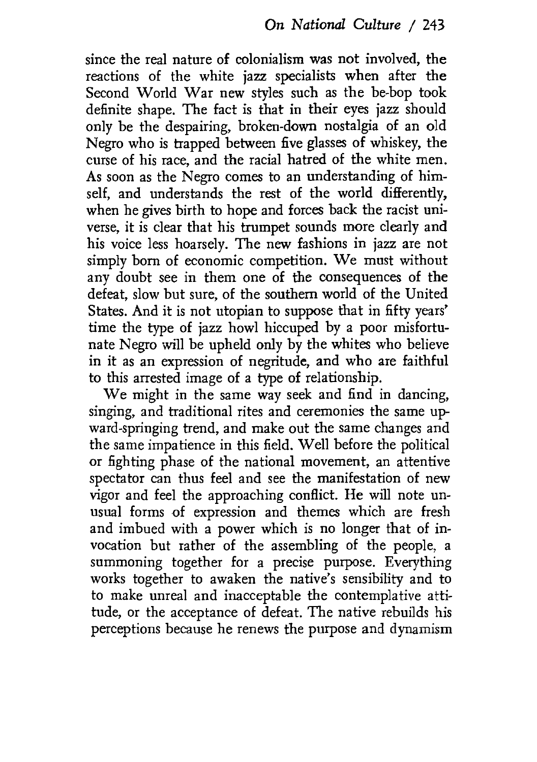since the real nature of colonialism was not involved, the reactions of the white jazz specialists when after the Second World War new styles such as the be-bop took definite shape. The fact is that in their eyes jazz should only be the despairing, broken-down nostalgia of an old Negro who is trapped between five glasses of whiskey, the curse of his race, and the racial hatred of the white men. As soon as the Negro comes to an understanding of himself, and understands the rest of the world differently, when he gives birth to hope and forces back the racist universe, it is clear that his trumpet sounds more clearly and his voice less hoarsely. The new fashions in jazz are not simply born of economic competition. We must without any doubt see in them one of the consequences of the defeat, slow but sure, of the southern world of the United States. And it is not utopian to suppose that in fifty years' time the type of jazz howl hiccuped by a poor misfortunate Negro will be upheld only by the whites who believe in it as an expression of negritude, and who are faithful to this arrested image of a type of relationship.

We might in the same way seek and find in dancing, singing, and traditional rites and ceremonies the same upward-springing trend, and make out the same changes and the same impatience in this field. Well before the political or fighting phase of the national movement, an attentive spectator can thus feel and see the manifestation of new vigor and feel the approaching conflict. He will note unusual forms of expression and themes which are fresh and imbued with a power which is no longer that of invocation but rather of the assembling of the people, a summoning together for a precise purpose. Everything works together to awaken the native's sensibility and to to make unreal and inacceptable the contemplative attitude, or the acceptance of defeat. The native rebuilds his perceptions because he renews the purpose and dynamism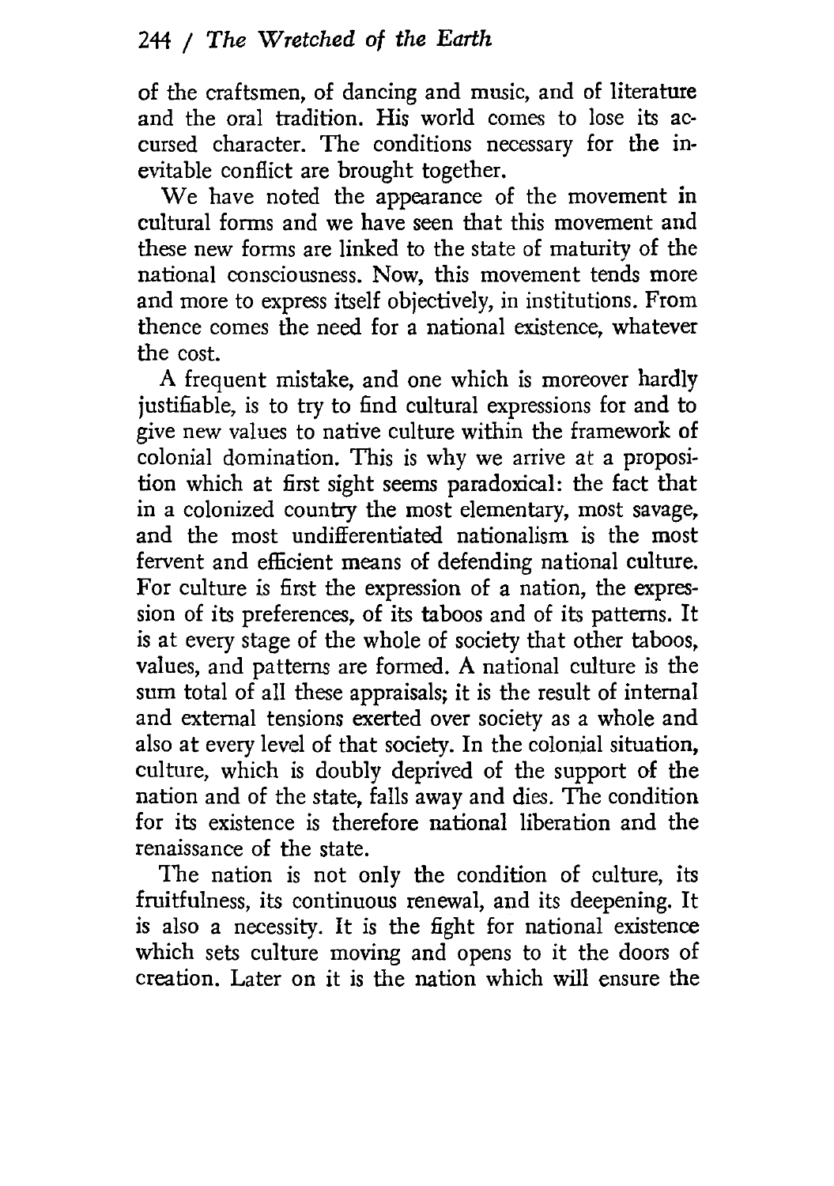of the craftsmen, of dancing and music, and of literature and the oral tradition. His world comes to lose its accursed character. The conditions necessary for the inevitable conflict are brought together.

We have noted the appearance of the movement in cultural forms and we have seen that this movement and these new forms are linked to the state of maturity of the national consciousness. Now, this movement tends more and more to express itself objectively, in institutions. From thence comes the need for a national existence, whatever the cost.

A frequent mistake, and one which is moreover hardly justifiable, is to try to find cultural expressions for and to give new values to native culture within the framework of colonial domination. This is why we arrive at a proposition which at first sight seems paradoxical: the fact that in a colonized country the most elementary, most savage, and the most undifferentiated nationalism is the most fervent and efficient means of defending national culture. For culture is first the expression of a nation, the expression of its preferences, of its taboos and of its patterns. It is at every stage of the whole of society that other taboos, values, and patterns are formed. A national culture is the sum total of all these appraisals; it is the result of internal and external tensions exerted over society as a whole and also at every level of that society. In the colonial situation, culture, which is doubly deprived of the support of the nation and of the state, falls away and dies. The condition for its existence is therefore national liberation and the renaissance of the state.

The nation is not only the condition of culture, its fruitfulness, its continuous renewal, and its deepening. It is also a necessity. It is the fight for national existence which sets culture moving and opens to it the doors of creation. Later on it is the nation which will ensure the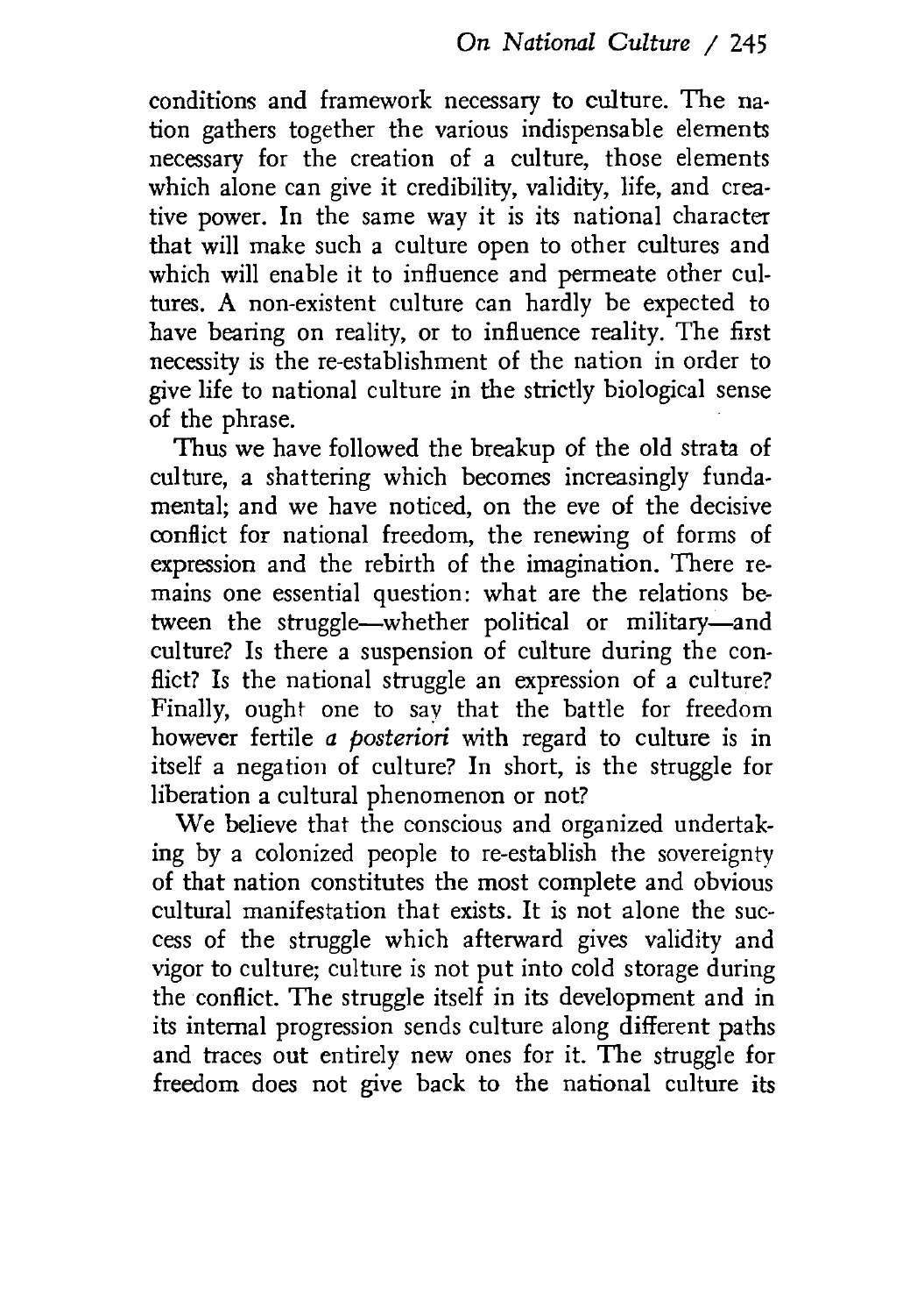conditions and framework necessary to culture. The nation gathers together the various indispensable elements necessary for the creation of a culture, those elements which alone can give it credibility, validity, life, and creative power. In the same way it is its national character that will make such a culture open to other cultures and which will enable it to influence and permeate other cultures. A non-existent culture can hardly be expected to have bearing on reality, or to influence reality. The first necessity is the re-establishment of the nation in order to give life to national culture in the strictly biological sense of the phrase.

Thus we have followed the breakup of the old strata of culture, a shattering which becomes increasingly fundamental; and we have noticed, on the eve of the decisive conflict for national freedom, the renewing of forms of expression and the rebirth of the imagination. There remains one essential question: what are the relations between the struggle—whether political or military—and culture? Is there a suspension of culture during the conflict? Is the national struggle an expression of a culture? Finally, ought one to say that the battle for freedom however fertile *a posteriori* with regard to culture is in itself a negation of culture? In short, is the struggle for liberation a cultural phenomenon or not?

We believe that the conscious and organized undertaking by a colonized people to re-establish the sovereignty of that nation constitutes the most complete and obvious cultural manifestation that exists. It is not alone the success of the struggle which afterward gives validity and vigor to culture; culture is not put into cold storage during the conflict. The struggle itself in its development and in its internal progression sends culture along different paths and traces out entirely new ones for it. The struggle for freedom does not give back to the national culture its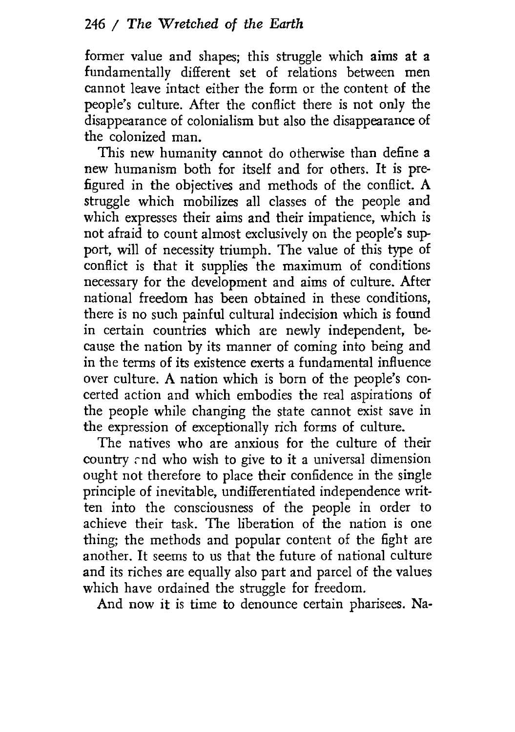former value and shapes; this struggle which aims at a fundamentally different set of relations between men cannot leave intact either the form or the content of the people's culture. After the conflict there is not only the disappearance of colonialism but also the disappearance of the colonized man.

This new humanity cannot do otherwise than define a new humanism both for itself and for others. It is prefigured in the objectives and methods of the conflict. A struggle which mobilizes all classes of the people and which expresses their aims and their impatience, which is not afraid to count almost exclusively on the people's support, will of necessity triumph. The value of this type of conflict is that it supplies the maximum of conditions necessary for the development and aims of culture. After national freedom has been obtained in these conditions, there is no such painful cultural indecision which is found in certain countries which are newly independent, because the nation by its manner of coming into being and in the terms of its existence exerts a fundamental influence over culture. A nation which is born of the people's concerted action and which embodies the real aspirations of the people while changing the state cannot exist save in the expression of exceptionally rich forms of culture.

The natives who are anxious for the culture of their country and who wish to give to it a universal dimension ought not therefore to place their confidence in the single principle of inevitable, undifferentiated independence written into the consciousness of the people in order to achieve their task. The liberation of the nation is one thing; the methods and popular content of the fight are another. It seems to us that the future of national culture and its riches are equally also part and parcel of the values which have ordained the struggle for freedom.

And now it is time to denounce certain pharisees. Na-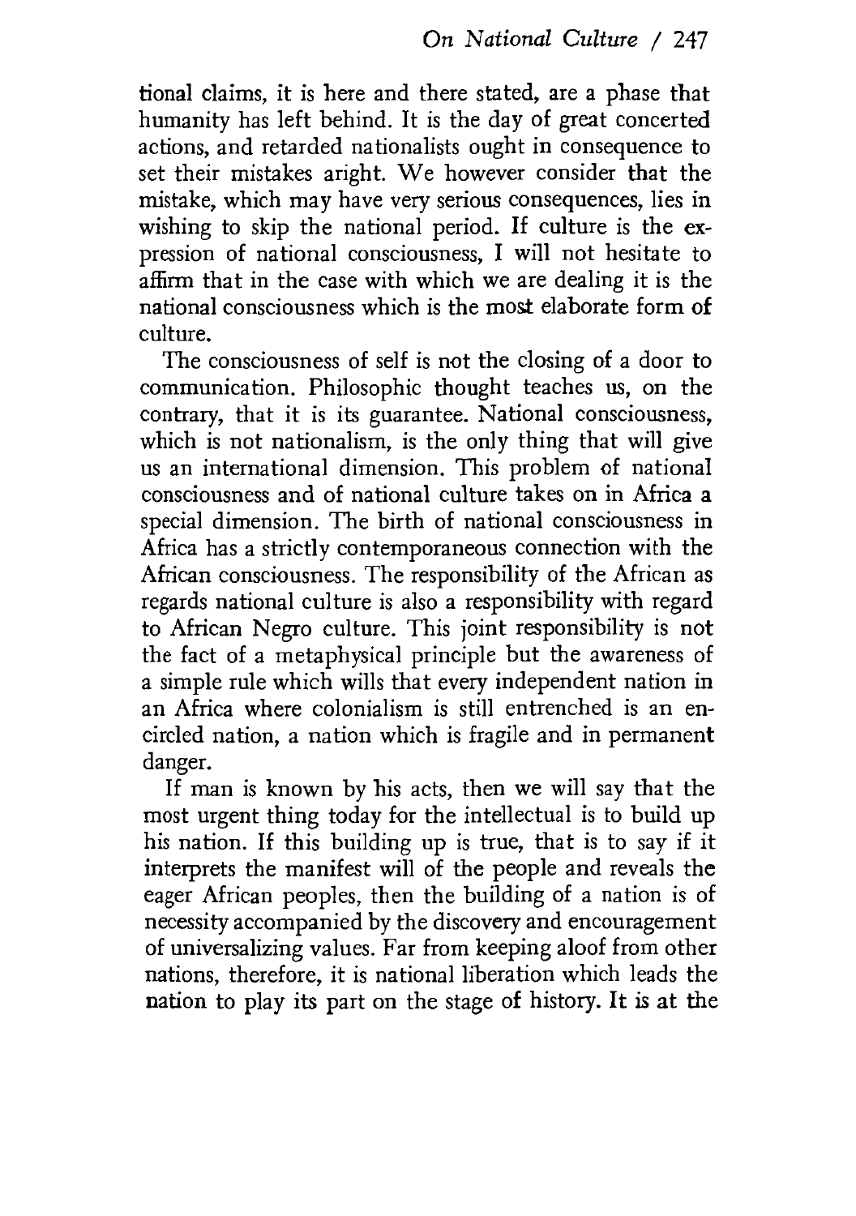tional claims, it is here and there stated, are a phase that humanity has left behind. It is the day of great concerted actions, and retarded nationalists ought in consequence to set their mistakes aright. We however consider that the mistake, which may have very serious consequences, lies in wishing to skip the national period. If culture is the expression of national consciousness, I will not hesitate to affirm that in the case with which we are dealing it is the national consciousness which is the most elaborate form of culture.

The consciousness of self is not the closing of a door to communication. Philosophic thought teaches us, on the contrary, that it is its guarantee. National consciousness, which is not nationalism, is the only thing that will give us an international dimension. This problem of national consciousness and of national culture takes on in Africa a special dimension. The birth of national consciousness in Africa has a strictly contemporaneous connection with the African consciousness. The responsibility of the African as regards national culture is also a responsibility with regard to African Negro culture. This joint responsibility is not the fact of a metaphysical principle but the awareness of a simple rule which wills that every independent nation in an Africa where colonialism is still entrenched is an encircled nation, a nation which is fragile and in permanent danger.

If man is known by his acts, then we will say that the most urgent thing today for the intellectual is to build up his nation. If this building up is true, that is to say if it interprets the manifest will of the people and reveals the eager African peoples, then the building of a nation is of necessity accompanied by the discovery and encouragement of universalizing values. Far from keeping aloof from other nations, therefore, it is national liberation which leads the nation to play its part on the stage of history. It is at the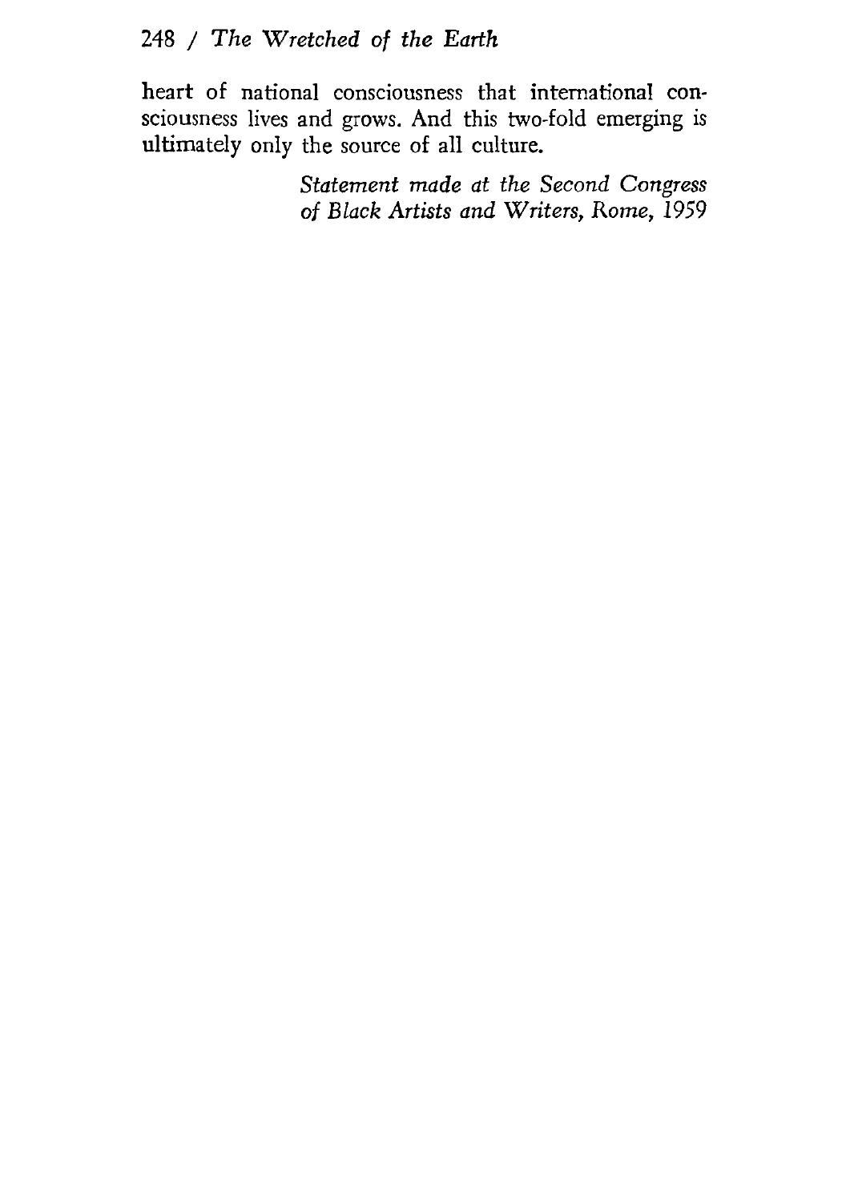heart of national consciousness that international consciousness lives and grows. And this two-fold emerging is ultimately only the source of all culture.

*Statement made at the Second Congress of Black Artists and Writers, Rome, 1959*